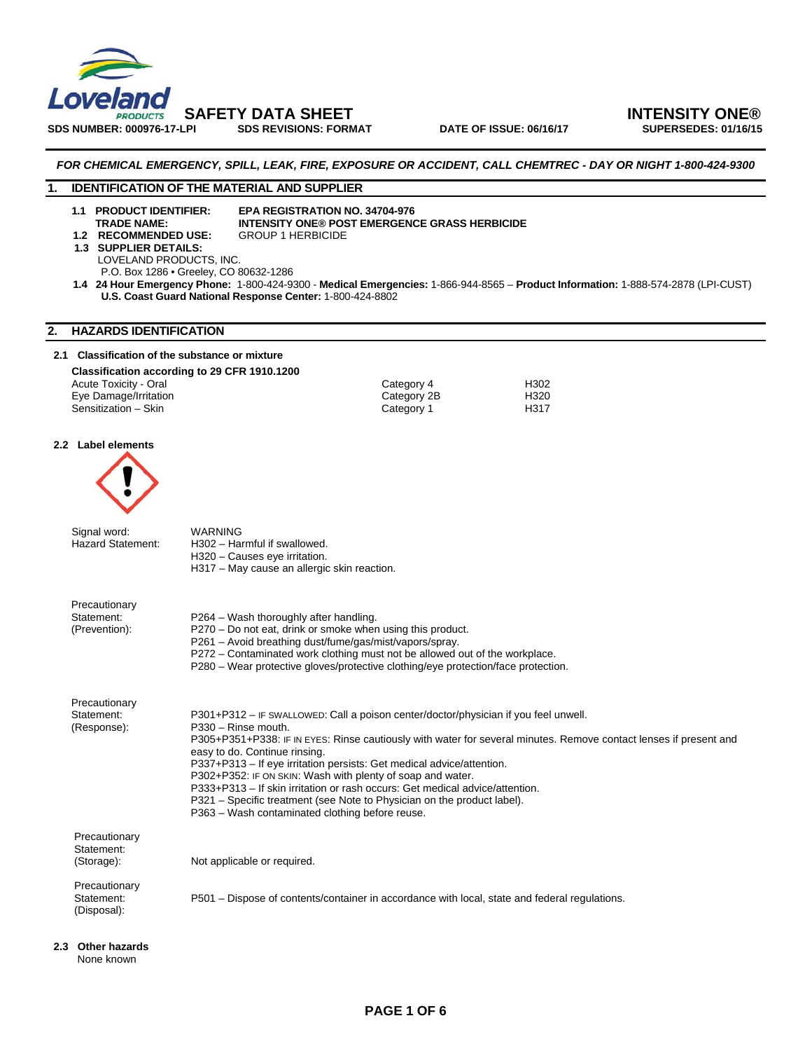**SAFETY DATA SHEET** **INTENSITY ONE®**

**SDS NUMBER: 000976-17-LPI** **SDS REVISIONS: FORMAT** **DATE OF ISSUE: 06/16/17** **SUPERSEDES: 01/16/15**

***FOR CHEMICAL EMERGENCY, SPILL, LEAK, FIRE, EXPOSURE OR ACCIDENT, CALL CHEMTREC - DAY OR NIGHT 1-800-424-9300***

## 1. IDENTIFICATION OF THE MATERIAL AND SUPPLIER

**1.1 PRODUCT IDENTIFIER:** **EPA REGISTRATION NO. 34704-976**
**TRADE NAME:** **INTENSITY ONE® POST EMERGENCE GRASS HERBICIDE**
**1.2 RECOMMENDED USE:** GROUP 1 HERBICIDE
**1.3 SUPPLIER DETAILS:**
LOVELAND PRODUCTS, INC.
P.O. Box 1286 • Greeley, CO 80632-1286
**1.4 24 Hour Emergency Phone:** 1-800-424-9300 - **Medical Emergencies:** 1-866-944-8565 – **Product Information:** 1-888-574-2878 (LPI-CUST)
**U.S. Coast Guard National Response Center:** 1-800-424-8802

## 2. HAZARDS IDENTIFICATION

### 2.1 Classification of the substance or mixture

**Classification according to 29 CFR 1910.1200**

| | | |
|---|---|---|
| Acute Toxicity - Oral | Category 4 | H302 |
| Eye Damage/Irritation | Category 2B | H320 |
| Sensitization – Skin | Category 1 | H317 |

### 2.2 Label elements

Signal word: WARNING

Hazard Statement:
H302 – Harmful if swallowed.
H320 – Causes eye irritation.
H317 – May cause an allergic skin reaction.

Precautionary Statement: (Prevention):
P264 – Wash thoroughly after handling.
P270 – Do not eat, drink or smoke when using this product.
P261 – Avoid breathing dust/fume/gas/mist/vapors/spray.
P272 – Contaminated work clothing must not be allowed out of the workplace.
P280 – Wear protective gloves/protective clothing/eye protection/face protection.

Precautionary Statement: (Response):
P301+P312 – IF SWALLOWED: Call a poison center/doctor/physician if you feel unwell.
P330 – Rinse mouth.
P305+P351+P338: IF IN EYES: Rinse cautiously with water for several minutes. Remove contact lenses if present and easy to do. Continue rinsing.
P337+P313 – If eye irritation persists: Get medical advice/attention.
P302+P352: IF ON SKIN: Wash with plenty of soap and water.
P333+P313 – If skin irritation or rash occurs: Get medical advice/attention.
P321 – Specific treatment (see Note to Physician on the product label).
P363 – Wash contaminated clothing before reuse.

Precautionary Statement: (Storage): Not applicable or required.

Precautionary Statement: (Disposal): P501 – Dispose of contents/container in accordance with local, state and federal regulations.

### 2.3 Other hazards

None known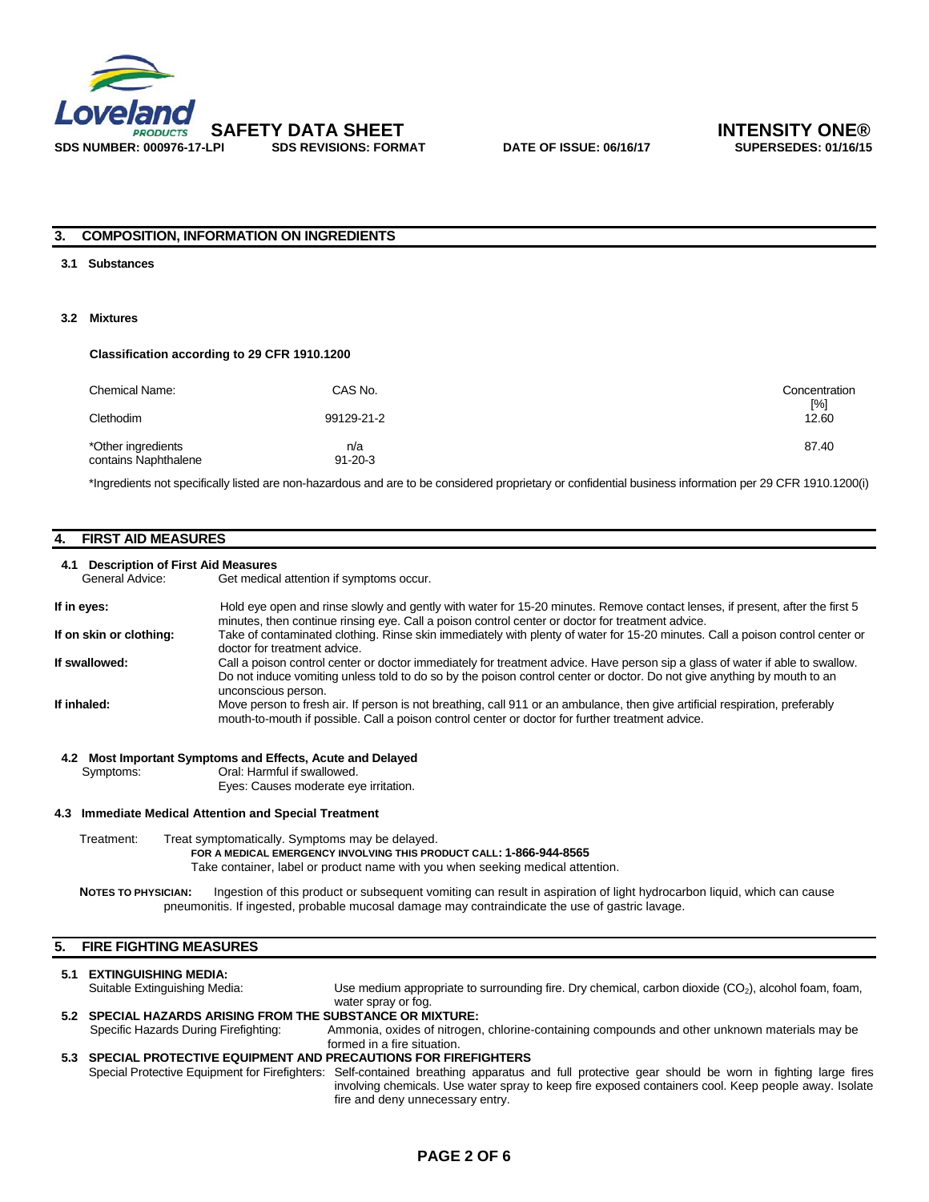## 3. COMPOSITION, INFORMATION ON INGREDIENTS

### 3.1 Substances

### 3.2 Mixtures

**Classification according to 29 CFR 1910.1200**

| Chemical Name: | CAS No. | Concentration [%] |
|---|---|---|
| Clethodim | 99129-21-2 | 12.60 |
| *Other ingredients contains Naphthalene | n/a 91-20-3 | 87.40 |

*Ingredients not specifically listed are non-hazardous and are to be considered proprietary or confidential business information per 29 CFR 1910.1200(i)

## 4. FIRST AID MEASURES

### 4.1 Description of First Aid Measures

General Advice: Get medical attention if symptoms occur.

**If in eyes:** Hold eye open and rinse slowly and gently with water for 15-20 minutes. Remove contact lenses, if present, after the first 5 minutes, then continue rinsing eye. Call a poison control center or doctor for treatment advice.

**If on skin or clothing:** Take of contaminated clothing. Rinse skin immediately with plenty of water for 15-20 minutes. Call a poison control center or doctor for treatment advice.

**If swallowed:** Call a poison control center or doctor immediately for treatment advice. Have person sip a glass of water if able to swallow. Do not induce vomiting unless told to do so by the poison control center or doctor. Do not give anything by mouth to an unconscious person.

**If inhaled:** Move person to fresh air. If person is not breathing, call 911 or an ambulance, then give artificial respiration, preferably mouth-to-mouth if possible. Call a poison control center or doctor for further treatment advice.

### 4.2 Most Important Symptoms and Effects, Acute and Delayed

Symptoms: Oral: Harmful if swallowed.
Eyes: Causes moderate eye irritation.

### 4.3 Immediate Medical Attention and Special Treatment

Treatment: Treat symptomatically. Symptoms may be delayed.
**FOR A MEDICAL EMERGENCY INVOLVING THIS PRODUCT CALL: 1-866-944-8565**
Take container, label or product name with you when seeking medical attention.

**NOTES TO PHYSICIAN:** Ingestion of this product or subsequent vomiting can result in aspiration of light hydrocarbon liquid, which can cause pneumonitis. If ingested, probable mucosal damage may contraindicate the use of gastric lavage.

## 5. FIRE FIGHTING MEASURES

### 5.1 EXTINGUISHING MEDIA:

Suitable Extinguishing Media: Use medium appropriate to surrounding fire. Dry chemical, carbon dioxide ($CO_2$), alcohol foam, foam, water spray or fog.

### 5.2 SPECIAL HAZARDS ARISING FROM THE SUBSTANCE OR MIXTURE:

Specific Hazards During Firefighting: Ammonia, oxides of nitrogen, chlorine-containing compounds and other unknown materials may be formed in a fire situation.

### 5.3 SPECIAL PROTECTIVE EQUIPMENT AND PRECAUTIONS FOR FIREFIGHTERS

Special Protective Equipment for Firefighters: Self-contained breathing apparatus and full protective gear should be worn in fighting large fires involving chemicals. Use water spray to keep fire exposed containers cool. Keep people away. Isolate fire and deny unnecessary entry.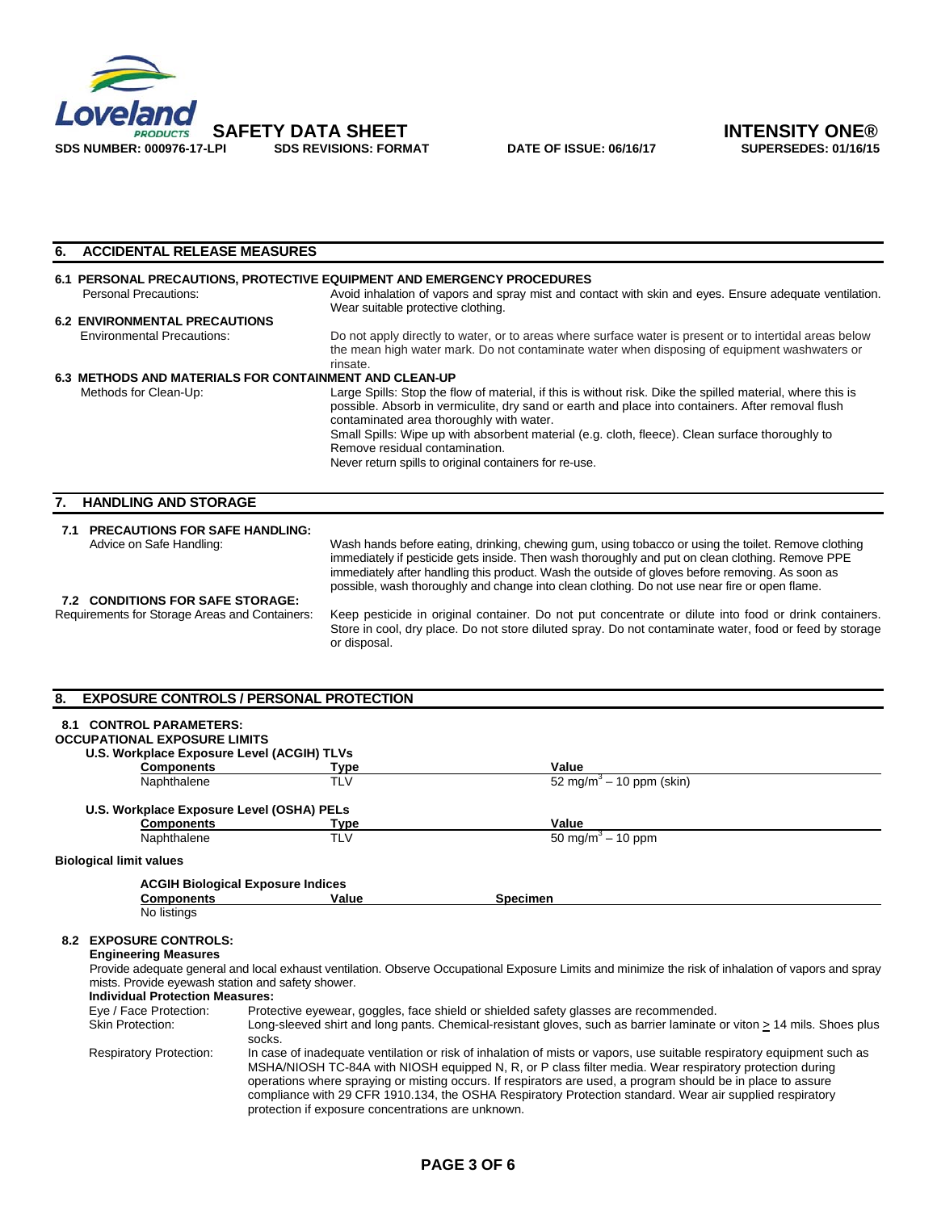## 6. ACCIDENTAL RELEASE MEASURES

### 6.1 PERSONAL PRECAUTIONS, PROTECTIVE EQUIPMENT AND EMERGENCY PROCEDURES

Personal Precautions: Avoid inhalation of vapors and spray mist and contact with skin and eyes. Ensure adequate ventilation. Wear suitable protective clothing.

### 6.2 ENVIRONMENTAL PRECAUTIONS

Environmental Precautions: Do not apply directly to water, or to areas where surface water is present or to intertidal areas below the mean high water mark. Do not contaminate water when disposing of equipment washwaters or rinsate.

### 6.3 METHODS AND MATERIALS FOR CONTAINMENT AND CLEAN-UP

Methods for Clean-Up: Large Spills: Stop the flow of material, if this is without risk. Dike the spilled material, where this is possible. Absorb in vermiculite, dry sand or earth and place into containers. After removal flush contaminated area thoroughly with water.

Small Spills: Wipe up with absorbent material (e.g. cloth, fleece). Clean surface thoroughly to Remove residual contamination.

Never return spills to original containers for re-use.

## 7. HANDLING AND STORAGE

### 7.1 PRECAUTIONS FOR SAFE HANDLING:

Advice on Safe Handling: Wash hands before eating, drinking, chewing gum, using tobacco or using the toilet. Remove clothing immediately if pesticide gets inside. Then wash thoroughly and put on clean clothing. Remove PPE immediately after handling this product. Wash the outside of gloves before removing. As soon as possible, wash thoroughly and change into clean clothing. Do not use near fire or open flame.

### 7.2 CONDITIONS FOR SAFE STORAGE:

Requirements for Storage Areas and Containers: Keep pesticide in original container. Do not put concentrate or dilute into food or drink containers. Store in cool, dry place. Do not store diluted spray. Do not contaminate water, food or feed by storage or disposal.

## 8. EXPOSURE CONTROLS / PERSONAL PROTECTION

### 8.1 CONTROL PARAMETERS:

**OCCUPATIONAL EXPOSURE LIMITS**

**U.S. Workplace Exposure Level (ACGIH) TLVs**

| Components | Type | Value |
|---|---|---|
| Naphthalene | TLV | 52 mg/m$^3$ – 10 ppm (skin) |

**U.S. Workplace Exposure Level (OSHA) PELs**

| Components | Type | Value |
|---|---|---|
| Naphthalene | TLV | 50 mg/m$^3$ – 10 ppm |

**Biological limit values**

**ACGIH Biological Exposure Indices**

| Components | Value | Specimen |
|---|---|---|
| No listings | | |

### 8.2 EXPOSURE CONTROLS:

**Engineering Measures**

Provide adequate general and local exhaust ventilation. Observe Occupational Exposure Limits and minimize the risk of inhalation of vapors and spray mists. Provide eyewash station and safety shower.

**Individual Protection Measures:**

Eye / Face Protection: Protective eyewear, goggles, face shield or shielded safety glasses are recommended.

Skin Protection: Long-sleeved shirt and long pants. Chemical-resistant gloves, such as barrier laminate or viton ≥ 14 mils. Shoes plus socks.

Respiratory Protection: In case of inadequate ventilation or risk of inhalation of mists or vapors, use suitable respiratory equipment such as MSHA/NIOSH TC-84A with NIOSH equipped N, R, or P class filter media. Wear respiratory protection during operations where spraying or misting occurs. If respirators are used, a program should be in place to assure compliance with 29 CFR 1910.134, the OSHA Respiratory Protection standard. Wear air supplied respiratory protection if exposure concentrations are unknown.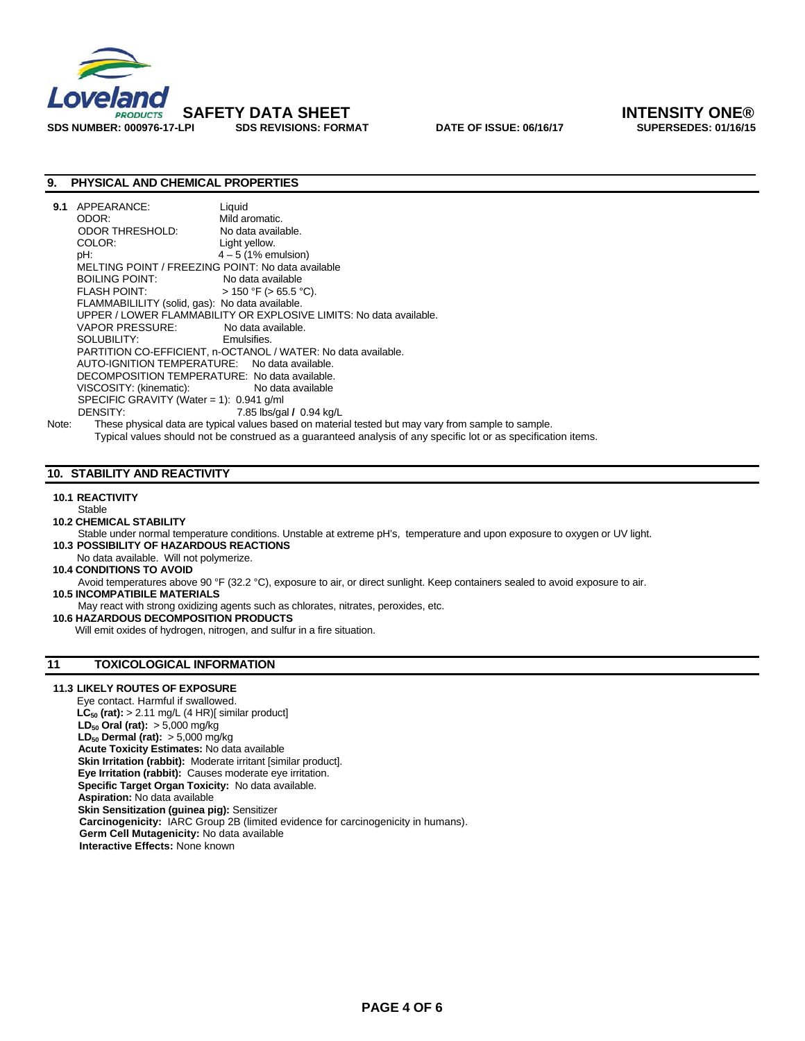## 9. PHYSICAL AND CHEMICAL PROPERTIES

**9.1** APPEARANCE: Liquid
ODOR: Mild aromatic.
ODOR THRESHOLD: No data available.
COLOR: Light yellow.
pH: 4 – 5 (1% emulsion)
MELTING POINT / FREEZING POINT: No data available
BOILING POINT: No data available
FLASH POINT: > 150 °F (> 65.5 °C).
FLAMMABILILITY (solid, gas): No data available.
UPPER / LOWER FLAMMABILITY OR EXPLOSIVE LIMITS: No data available.
VAPOR PRESSURE: No data available.
SOLUBILITY: Emulsifies.
PARTITION CO-EFFICIENT, n-OCTANOL / WATER: No data available.
AUTO-IGNITION TEMPERATURE: No data available.
DECOMPOSITION TEMPERATURE: No data available.
VISCOSITY: (kinematic): No data available
SPECIFIC GRAVITY (Water = 1): 0.941 g/ml
DENSITY: 7.85 lbs/gal **/** 0.94 kg/L

Note: These physical data are typical values based on material tested but may vary from sample to sample. Typical values should not be construed as a guaranteed analysis of any specific lot or as specification items.

## 10. STABILITY AND REACTIVITY

**10.1 REACTIVITY**
Stable

**10.2 CHEMICAL STABILITY**
Stable under normal temperature conditions. Unstable at extreme pH's, temperature and upon exposure to oxygen or UV light.

**10.3 POSSIBILITY OF HAZARDOUS REACTIONS**
No data available. Will not polymerize.

**10.4 CONDITIONS TO AVOID**
Avoid temperatures above 90 °F (32.2 °C), exposure to air, or direct sunlight. Keep containers sealed to avoid exposure to air.

**10.5 INCOMPATIBILE MATERIALS**
May react with strong oxidizing agents such as chlorates, nitrates, peroxides, etc.

**10.6 HAZARDOUS DECOMPOSITION PRODUCTS**
Will emit oxides of hydrogen, nitrogen, and sulfur in a fire situation.

## 11 TOXICOLOGICAL INFORMATION

**11.3 LIKELY ROUTES OF EXPOSURE**
Eye contact. Harmful if swallowed.
**$LC_{50}$ (rat):** > 2.11 mg/L (4 HR)[ similar product]
**$LD_{50}$ Oral (rat):** > 5,000 mg/kg
**$LD_{50}$ Dermal (rat):** > 5,000 mg/kg
**Acute Toxicity Estimates:** No data available
**Skin Irritation (rabbit):** Moderate irritant [similar product].
**Eye Irritation (rabbit):** Causes moderate eye irritation.
**Specific Target Organ Toxicity:** No data available.
**Aspiration:** No data available
**Skin Sensitization (guinea pig):** Sensitizer
**Carcinogenicity:** IARC Group 2B (limited evidence for carcinogenicity in humans).
**Germ Cell Mutagenicity:** No data available
**Interactive Effects:** None known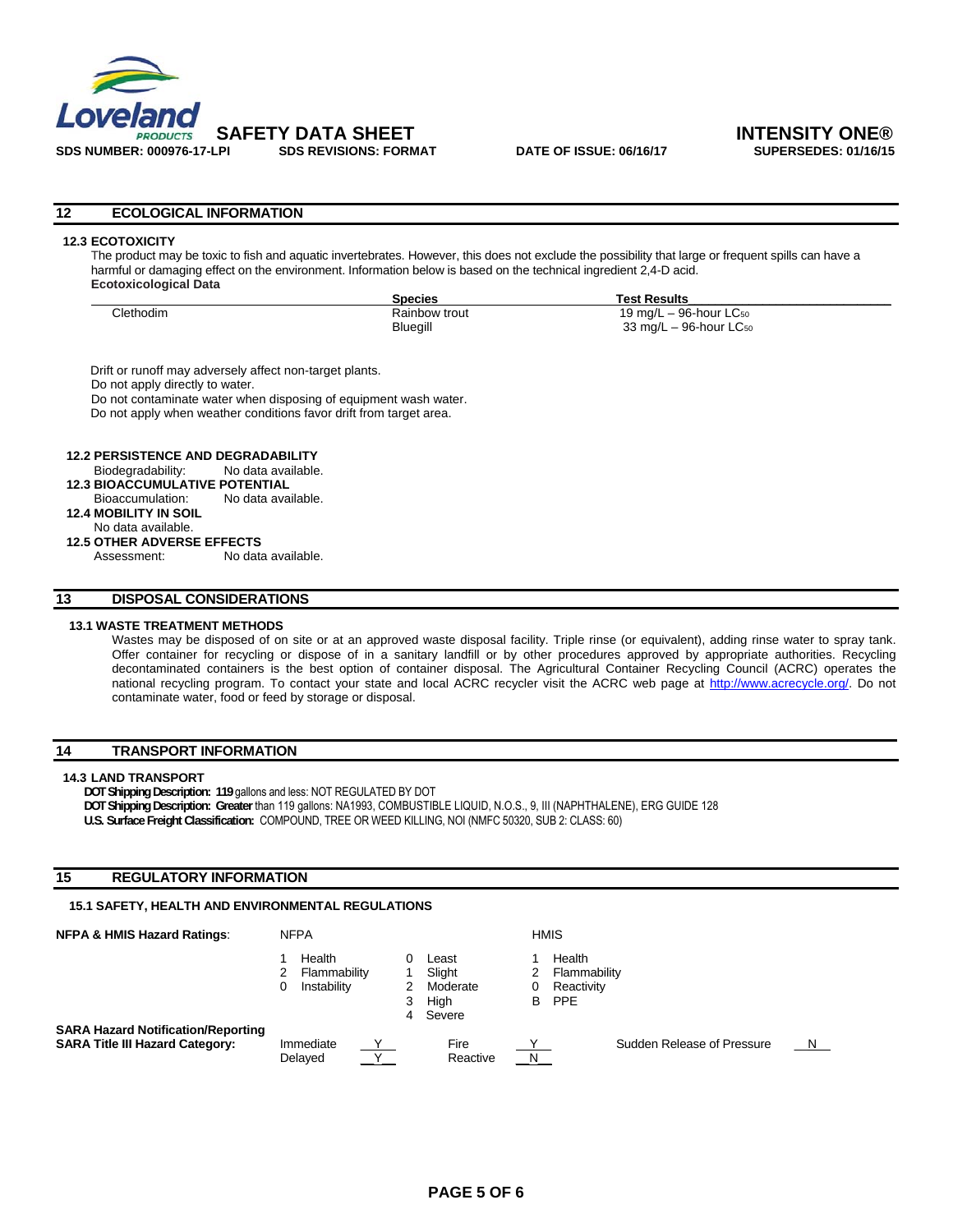## 12 ECOLOGICAL INFORMATION

### 12.3 ECOTOXICITY

The product may be toxic to fish and aquatic invertebrates. However, this does not exclude the possibility that large or frequent spills can have a harmful or damaging effect on the environment. Information below is based on the technical ingredient 2,4-D acid.

**Ecotoxicological Data**

| | Species | Test Results |
|---|---|---|
| Clethodim | Rainbow trout | 19 mg/L – 96-hour $LC_{50}$ |
| | Bluegill | 33 mg/L – 96-hour $LC_{50}$ |

Drift or runoff may adversely affect non-target plants.
Do not apply directly to water.
Do not contaminate water when disposing of equipment wash water.
Do not apply when weather conditions favor drift from target area.

### 12.2 PERSISTENCE AND DEGRADABILITY

Biodegradability: No data available.

### 12.3 BIOACCUMULATIVE POTENTIAL

Bioaccumulation: No data available.

### 12.4 MOBILITY IN SOIL

No data available.

### 12.5 OTHER ADVERSE EFFECTS

Assessment: No data available.

## 13 DISPOSAL CONSIDERATIONS

### 13.1 WASTE TREATMENT METHODS

Wastes may be disposed of on site or at an approved waste disposal facility. Triple rinse (or equivalent), adding rinse water to spray tank. Offer container for recycling or dispose of in a sanitary landfill or by other procedures approved by appropriate authorities. Recycling decontaminated containers is the best option of container disposal. The Agricultural Container Recycling Council (ACRC) operates the national recycling program. To contact your state and local ACRC recycler visit the ACRC web page at http://www.acrecycle.org/. Do not contaminate water, food or feed by storage or disposal.

## 14 TRANSPORT INFORMATION

### 14.3 LAND TRANSPORT

**DOT Shipping Description: 119** gallons and less: NOT REGULATED BY DOT
**DOT Shipping Description: Greater** than 119 gallons: NA1993, COMBUSTIBLE LIQUID, N.O.S., 9, III (NAPHTHALENE), ERG GUIDE 128
**U.S. Surface Freight Classification:** COMPOUND, TREE OR WEED KILLING, NOI (NMFC 50320, SUB 2: CLASS: 60)

## 15 REGULATORY INFORMATION

### 15.1 SAFETY, HEALTH AND ENVIRONMENTAL REGULATIONS

**NFPA & HMIS Hazard Ratings:**

| NFPA | | Scale | | HMIS | |
|---|---|---|---|---|---|
| 1 | Health | 0 | Least | 1 | Health |
| 2 | Flammability | 1 | Slight | 2 | Flammability |
| 0 | Instability | 2 | Moderate | 0 | Reactivity |
| | | 3 | High | B | PPE |
| | | 4 | Severe | | |

**SARA Hazard Notification/Reporting**
**SARA Title III Hazard Category:**

| | | | | | |
|---|---|---|---|---|---|
| Immediate | Y | Fire | Y | Sudden Release of Pressure | N |
| Delayed | Y | Reactive | N | | |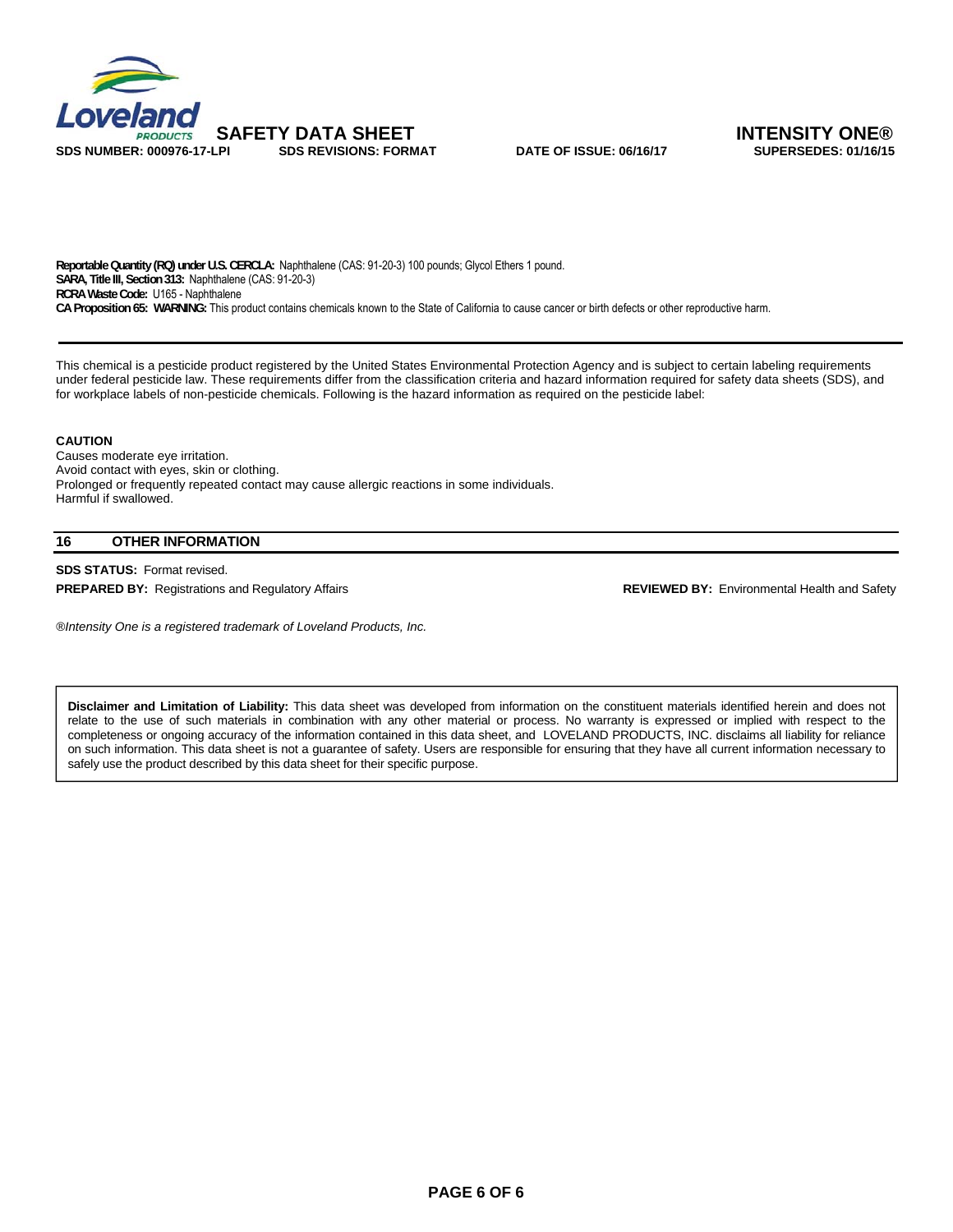**Reportable Quantity (RQ) under U.S. CERCLA:** Naphthalene (CAS: 91-20-3) 100 pounds; Glycol Ethers 1 pound.
**SARA, Title III, Section 313:** Naphthalene (CAS: 91-20-3)
**RCRA Waste Code:** U165 - Naphthalene
**CA Proposition 65: WARNING:** This product contains chemicals known to the State of California to cause cancer or birth defects or other reproductive harm.

---

This chemical is a pesticide product registered by the United States Environmental Protection Agency and is subject to certain labeling requirements under federal pesticide law. These requirements differ from the classification criteria and hazard information required for safety data sheets (SDS), and for workplace labels of non-pesticide chemicals. Following is the hazard information as required on the pesticide label:

**CAUTION**
Causes moderate eye irritation.
Avoid contact with eyes, skin or clothing.
Prolonged or frequently repeated contact may cause allergic reactions in some individuals.
Harmful if swallowed.

## 16 OTHER INFORMATION

**SDS STATUS:** Format revised.

**PREPARED BY:** Registrations and Regulatory Affairs

**REVIEWED BY:** Environmental Health and Safety

*®Intensity One is a registered trademark of Loveland Products, Inc.*

**Disclaimer and Limitation of Liability:** This data sheet was developed from information on the constituent materials identified herein and does not relate to the use of such materials in combination with any other material or process. No warranty is expressed or implied with respect to the completeness or ongoing accuracy of the information contained in this data sheet, and LOVELAND PRODUCTS, INC. disclaims all liability for reliance on such information. This data sheet is not a guarantee of safety. Users are responsible for ensuring that they have all current information necessary to safely use the product described by this data sheet for their specific purpose.